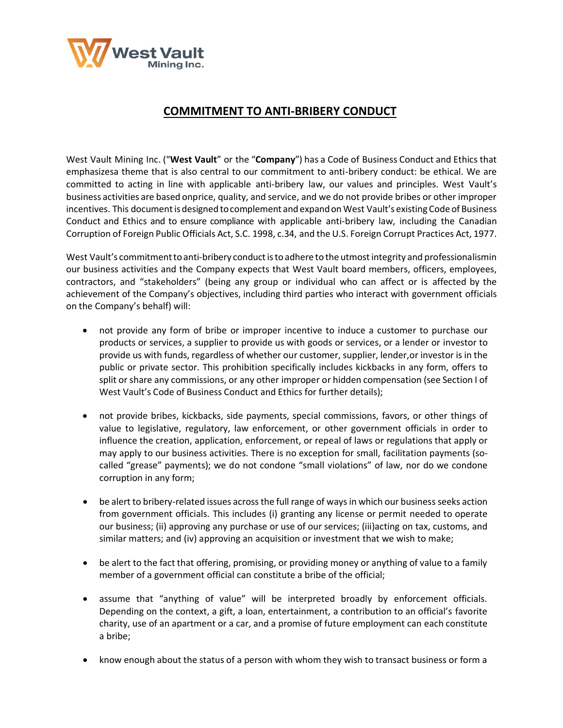West Vault Mining Inc.

# COMMITMENT TO ANTI-BRIBERY CONDUCT

West Vault Mining Inc. ("**West Vault**" or the "**Company**") has a Code of Business Conduct and Ethics that emphasizesa theme that is also central to our commitment to anti-bribery conduct: be ethical. We are committed to acting in line with applicable anti-bribery law, our values and principles. West Vault's business activities are based onprice, quality, and service, and we do not provide bribes or other improper incentives. This document is designed to complement and expand on West Vault's existing Code of Business Conduct and Ethics and to ensure compliance with applicable anti-bribery law, including the Canadian Corruption of Foreign Public Officials Act, S.C. 1998, c.34, and the U.S. Foreign Corrupt Practices Act, 1977.

West Vault's commitment to anti-bribery conduct is to adhere to the utmost integrity and professionalismin our business activities and the Company expects that West Vault board members, officers, employees, contractors, and "stakeholders" (being any group or individual who can affect or is affected by the achievement of the Company's objectives, including third parties who interact with government officials on the Company's behalf) will:

- not provide any form of bribe or improper incentive to induce a customer to purchase our products or services, a supplier to provide us with goods or services, or a lender or investor to provide us with funds, regardless of whether our customer, supplier, lender,or investor is in the public or private sector. This prohibition specifically includes kickbacks in any form, offers to split or share any commissions, or any other improper or hidden compensation (see Section I of West Vault's Code of Business Conduct and Ethics for further details);

- not provide bribes, kickbacks, side payments, special commissions, favors, or other things of value to legislative, regulatory, law enforcement, or other government officials in order to influence the creation, application, enforcement, or repeal of laws or regulations that apply or may apply to our business activities. There is no exception for small, facilitation payments (so-called "grease" payments); we do not condone "small violations" of law, nor do we condone corruption in any form;

- be alert to bribery-related issues across the full range of ways in which our business seeks action from government officials. This includes (i) granting any license or permit needed to operate our business; (ii) approving any purchase or use of our services; (iii)acting on tax, customs, and similar matters; and (iv) approving an acquisition or investment that we wish to make;

- be alert to the fact that offering, promising, or providing money or anything of value to a family member of a government official can constitute a bribe of the official;

- assume that "anything of value" will be interpreted broadly by enforcement officials. Depending on the context, a gift, a loan, entertainment, a contribution to an official's favorite charity, use of an apartment or a car, and a promise of future employment can each constitute a bribe;

- know enough about the status of a person with whom they wish to transact business or form a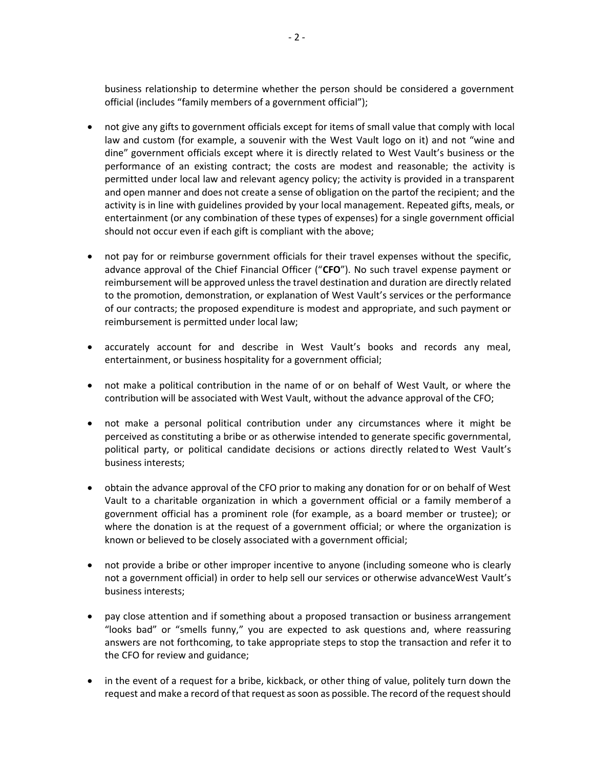business relationship to determine whether the person should be considered a government official (includes "family members of a government official");

- not give any gifts to government officials except for items of small value that comply with local law and custom (for example, a souvenir with the West Vault logo on it) and not "wine and dine" government officials except where it is directly related to West Vault's business or the performance of an existing contract; the costs are modest and reasonable; the activity is permitted under local law and relevant agency policy; the activity is provided in a transparent and open manner and does not create a sense of obligation on the partof the recipient; and the activity is in line with guidelines provided by your local management. Repeated gifts, meals, or entertainment (or any combination of these types of expenses) for a single government official should not occur even if each gift is compliant with the above;

- not pay for or reimburse government officials for their travel expenses without the specific, advance approval of the Chief Financial Officer ("**CFO**"). No such travel expense payment or reimbursement will be approved unless the travel destination and duration are directly related to the promotion, demonstration, or explanation of West Vault's services or the performance of our contracts; the proposed expenditure is modest and appropriate, and such payment or reimbursement is permitted under local law;

- accurately account for and describe in West Vault's books and records any meal, entertainment, or business hospitality for a government official;

- not make a political contribution in the name of or on behalf of West Vault, or where the contribution will be associated with West Vault, without the advance approval of the CFO;

- not make a personal political contribution under any circumstances where it might be perceived as constituting a bribe or as otherwise intended to generate specific governmental, political party, or political candidate decisions or actions directly related to West Vault's business interests;

- obtain the advance approval of the CFO prior to making any donation for or on behalf of West Vault to a charitable organization in which a government official or a family memberof a government official has a prominent role (for example, as a board member or trustee); or where the donation is at the request of a government official; or where the organization is known or believed to be closely associated with a government official;

- not provide a bribe or other improper incentive to anyone (including someone who is clearly not a government official) in order to help sell our services or otherwise advanceWest Vault's business interests;

- pay close attention and if something about a proposed transaction or business arrangement "looks bad" or "smells funny," you are expected to ask questions and, where reassuring answers are not forthcoming, to take appropriate steps to stop the transaction and refer it to the CFO for review and guidance;

- in the event of a request for a bribe, kickback, or other thing of value, politely turn down the request and make a record of that request as soon as possible. The record of the request should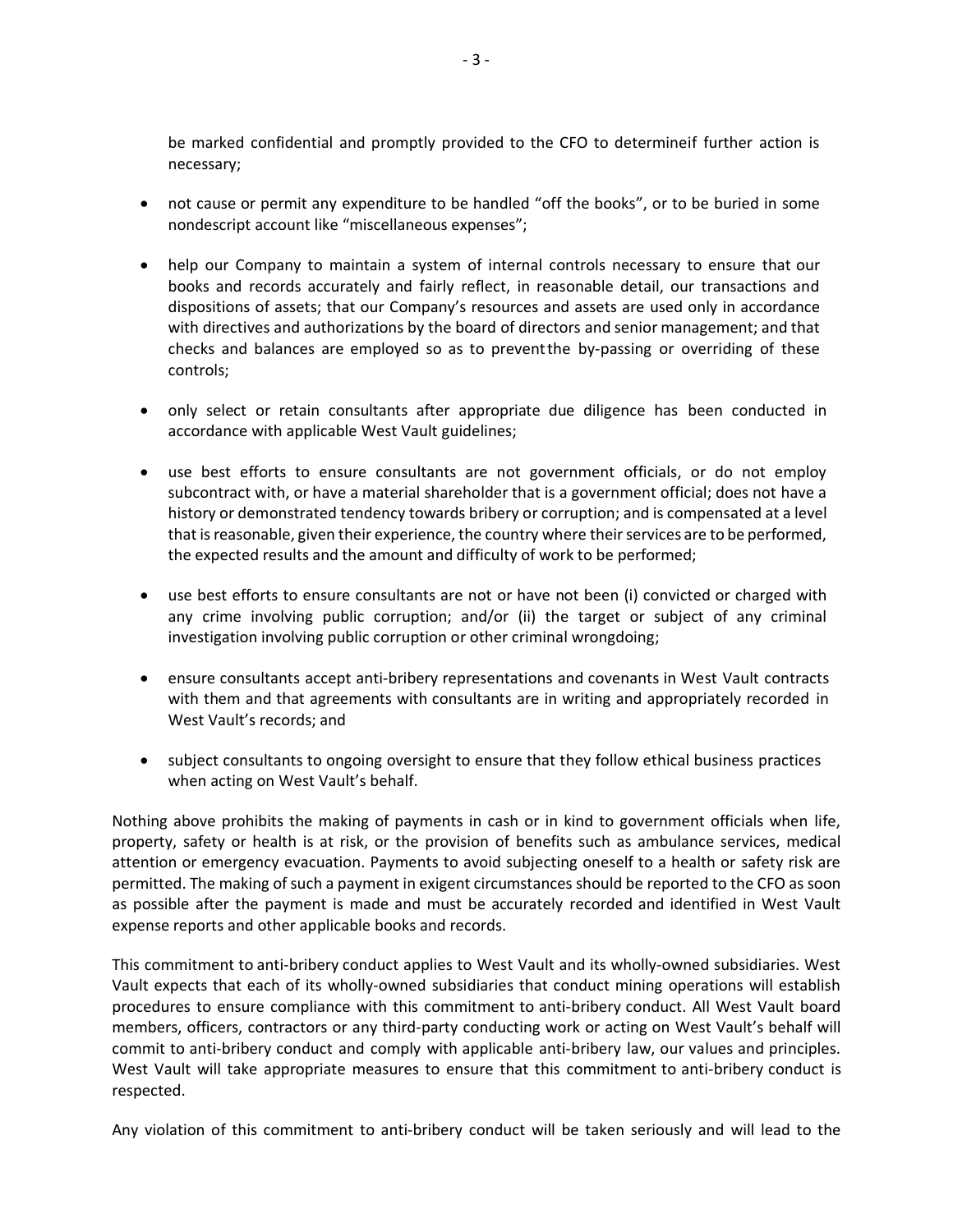be marked confidential and promptly provided to the CFO to determineif further action is necessary;

- not cause or permit any expenditure to be handled "off the books", or to be buried in some nondescript account like "miscellaneous expenses";

- help our Company to maintain a system of internal controls necessary to ensure that our books and records accurately and fairly reflect, in reasonable detail, our transactions and dispositions of assets; that our Company's resources and assets are used only in accordance with directives and authorizations by the board of directors and senior management; and that checks and balances are employed so as to preventthe by-passing or overriding of these controls;

- only select or retain consultants after appropriate due diligence has been conducted in accordance with applicable West Vault guidelines;

- use best efforts to ensure consultants are not government officials, or do not employ subcontract with, or have a material shareholder that is a government official; does not have a history or demonstrated tendency towards bribery or corruption; and is compensated at a level that is reasonable, given their experience, the country where their services are to be performed, the expected results and the amount and difficulty of work to be performed;

- use best efforts to ensure consultants are not or have not been (i) convicted or charged with any crime involving public corruption; and/or (ii) the target or subject of any criminal investigation involving public corruption or other criminal wrongdoing;

- ensure consultants accept anti-bribery representations and covenants in West Vault contracts with them and that agreements with consultants are in writing and appropriately recorded in West Vault's records; and

- subject consultants to ongoing oversight to ensure that they follow ethical business practices when acting on West Vault's behalf.

Nothing above prohibits the making of payments in cash or in kind to government officials when life, property, safety or health is at risk, or the provision of benefits such as ambulance services, medical attention or emergency evacuation. Payments to avoid subjecting oneself to a health or safety risk are permitted. The making of such a payment in exigent circumstances should be reported to the CFO as soon as possible after the payment is made and must be accurately recorded and identified in West Vault expense reports and other applicable books and records.

This commitment to anti-bribery conduct applies to West Vault and its wholly-owned subsidiaries. West Vault expects that each of its wholly-owned subsidiaries that conduct mining operations will establish procedures to ensure compliance with this commitment to anti-bribery conduct. All West Vault board members, officers, contractors or any third-party conducting work or acting on West Vault's behalf will commit to anti-bribery conduct and comply with applicable anti-bribery law, our values and principles. West Vault will take appropriate measures to ensure that this commitment to anti-bribery conduct is respected.

Any violation of this commitment to anti-bribery conduct will be taken seriously and will lead to the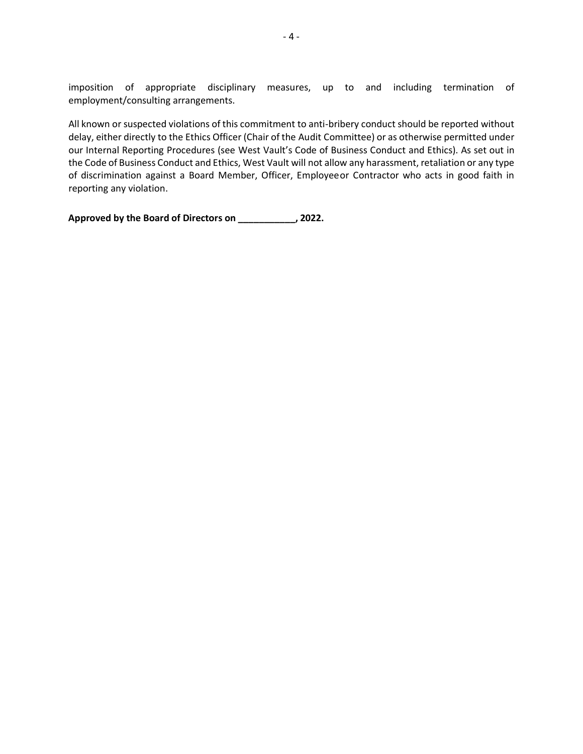imposition of appropriate disciplinary measures, up to and including termination of employment/consulting arrangements.

All known or suspected violations of this commitment to anti-bribery conduct should be reported without delay, either directly to the Ethics Officer (Chair of the Audit Committee) or as otherwise permitted under our Internal Reporting Procedures (see West Vault's Code of Business Conduct and Ethics). As set out in the Code of Business Conduct and Ethics, West Vault will not allow any harassment, retaliation or any type of discrimination against a Board Member, Officer, Employee or Contractor who acts in good faith in reporting any violation.

**Approved by the Board of Directors on ___________, 2022.**